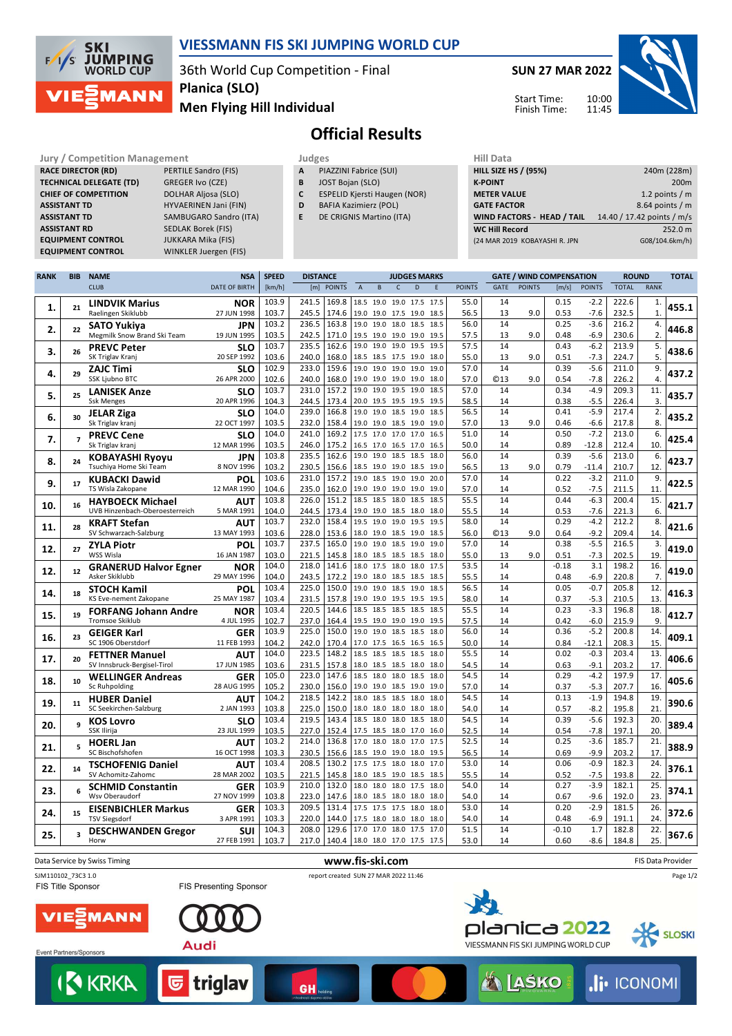# VIESSMANN FIS SKI JUMPING WORLD CUP

36th World Cup Competition - Final
**Planica (SLO)**
**Men Flying Hill Individual**

**SUN 27 MAR 2022**

Start Time: 10:00
Finish Time: 11:45

## Official Results

### Jury / Competition Management

| | |
|---|---|
| RACE DIRECTOR (RD) | PERTILE Sandro (FIS) |
| TECHNICAL DELEGATE (TD) | GREGER Ivo (CZE) |
| CHIEF OF COMPETITION | DOLHAR Aljosa (SLO) |
| ASSISTANT TD | HYVAERINEN Jani (FIN) |
| ASSISTANT TD | SAMBUGARO Sandro (ITA) |
| ASSISTANT RD | SEDLAK Borek (FIS) |
| EQUIPMENT CONTROL | JUKKARA Mika (FIS) |
| EQUIPMENT CONTROL | WINKLER Juergen (FIS) |

### Judges

| | |
|---|---|
| A | PIAZZINI Fabrice (SUI) |
| B | JOST Bojan (SLO) |
| C | ESPELID Kjersti Haugen (NOR) |
| D | BAFIA Kazimierz (POL) |
| E | DE CRIGNIS Martino (ITA) |

### Hill Data

| | |
|---|---|
| HILL SIZE HS / (95%) | 240m (228m) |
| K-POINT | 200m |
| METER VALUE | 1.2 points / m |
| GATE FACTOR | 8.64 points / m |
| WIND FACTORS - HEAD / TAIL | 14.40 / 17.42 points / m/s |
| WC Hill Record | 252.0 m |
| (24 MAR 2019 KOBAYASHI R. JPN | G08/104.6km/h) |

| RANK | BIB | NAME / CLUB | NSA / DATE OF BIRTH | SPEED [km/h] | DISTANCE [m] | DISTANCE POINTS | A | B | C | D | E | JUDGES POINTS | GATE | GATE POINTS | WIND [m/s] | WIND POINTS | ROUND TOTAL | ROUND RANK | TOTAL |
|---|---|---|---|---|---|---|---|---|---|---|---|---|---|---|---|---|---|---|---|
| 1. | 21 | LINDVIK Marius | NOR | 103.9 | 241.5 | 169.8 | 18.5 | 19.0 | 19.0 | 17.5 | 17.5 | 55.0 | 14 | | 0.15 | -2.2 | 222.6 | 1. | 455.1 |
| | | Raelingen Skiklubb | 27 JUN 1998 | 103.7 | 245.5 | 174.6 | 19.0 | 19.0 | 17.5 | 19.0 | 18.5 | 56.5 | 13 | 9.0 | 0.53 | -7.6 | 232.5 | 1. | |
| 2. | 22 | SATO Yukiya | JPN | 103.2 | 236.5 | 163.8 | 19.0 | 19.0 | 18.0 | 18.5 | 18.5 | 56.0 | 14 | | 0.25 | -3.6 | 216.2 | 4. | 446.8 |
| | | Megmilk Snow Brand Ski Team | 19 JUN 1995 | 103.5 | 242.5 | 171.0 | 19.5 | 19.0 | 19.0 | 19.0 | 19.5 | 57.5 | 13 | 9.0 | 0.48 | -6.9 | 230.6 | 2. | |
| 3. | 26 | PREVC Peter | SLO | 103.7 | 235.5 | 162.6 | 19.0 | 19.0 | 19.0 | 19.5 | 19.5 | 57.5 | 14 | | 0.43 | -6.2 | 213.9 | 5. | 438.6 |
| | | SK Triglav Kranj | 20 SEP 1992 | 103.6 | 240.0 | 168.0 | 18.5 | 18.5 | 17.5 | 19.0 | 18.0 | 55.0 | 13 | 9.0 | 0.51 | -7.3 | 224.7 | 5. | |
| 4. | 29 | ZAJC Timi | SLO | 102.9 | 233.0 | 159.6 | 19.0 | 19.0 | 19.0 | 19.0 | 19.0 | 57.0 | 14 | | 0.39 | -5.6 | 211.0 | 9. | 437.2 |
| | | SSK Ljubno BTC | 26 APR 2000 | 102.6 | 240.0 | 168.0 | 19.0 | 19.0 | 19.0 | 19.0 | 18.0 | 57.0 | ©13 | 9.0 | 0.54 | -7.8 | 226.2 | 4. | |
| 5. | 25 | LANISEK Anze | SLO | 103.7 | 231.0 | 157.2 | 19.0 | 19.0 | 19.5 | 19.0 | 18.5 | 57.0 | 14 | | 0.34 | -4.9 | 209.3 | 11. | 435.7 |
| | | Ssk Menges | 20 APR 1996 | 104.3 | 244.5 | 173.4 | 20.0 | 19.5 | 19.5 | 19.5 | 19.5 | 58.5 | 14 | | 0.38 | -5.5 | 226.4 | 3. | |
| 6. | 30 | JELAR Ziga | SLO | 104.0 | 239.0 | 166.8 | 19.0 | 19.0 | 18.5 | 19.0 | 18.5 | 56.5 | 14 | | 0.41 | -5.9 | 217.4 | 2. | 435.2 |
| | | Sk Triglav kranj | 22 OCT 1997 | 103.5 | 232.0 | 158.4 | 19.0 | 19.0 | 18.5 | 19.0 | 19.0 | 57.0 | 13 | 9.0 | 0.46 | -6.6 | 217.8 | 8. | |
| 7. | 7 | PREVC Cene | SLO | 104.0 | 241.0 | 169.2 | 17.5 | 17.0 | 17.0 | 17.0 | 16.5 | 51.0 | 14 | | 0.50 | -7.2 | 213.0 | 6. | 425.4 |
| | | Sk Triglav kranj | 12 MAR 1996 | 103.5 | 246.0 | 175.2 | 16.5 | 17.0 | 16.5 | 17.0 | 16.5 | 50.0 | 14 | | 0.89 | -12.8 | 212.4 | 10. | |
| 8. | 24 | KOBAYASHI Ryoyu | JPN | 103.8 | 235.5 | 162.6 | 19.0 | 19.0 | 18.5 | 18.5 | 18.0 | 56.0 | 14 | | 0.39 | -5.6 | 213.0 | 6. | 423.7 |
| | | Tsuchiya Home Ski Team | 8 NOV 1996 | 103.2 | 230.5 | 156.6 | 18.5 | 19.0 | 19.0 | 18.5 | 19.0 | 56.5 | 13 | 9.0 | 0.79 | -11.4 | 210.7 | 12. | |
| 9. | 17 | KUBACKI Dawid | POL | 103.6 | 231.0 | 157.2 | 19.0 | 18.5 | 19.0 | 19.0 | 20.0 | 57.0 | 14 | | 0.22 | -3.2 | 211.0 | 9. | 422.5 |
| | | TS Wisla Zakopane | 12 MAR 1990 | 104.6 | 235.0 | 162.0 | 19.0 | 19.0 | 19.0 | 19.0 | 19.0 | 57.0 | 14 | | 0.52 | -7.5 | 211.5 | 11. | |
| 10. | 16 | HAYBOECK Michael | AUT | 103.8 | 226.0 | 151.2 | 18.5 | 18.5 | 18.0 | 18.5 | 18.5 | 55.5 | 14 | | 0.44 | -6.3 | 200.4 | 15. | 421.7 |
| | | UVB Hinzenbach-Oberoesterreich | 5 MAR 1991 | 104.0 | 244.5 | 173.4 | 18.5 | 19.0 | 18.5 | 18.0 | 18.0 | 55.5 | 14 | | 0.53 | -7.6 | 221.3 | 6. | |
| 11. | 28 | KRAFT Stefan | AUT | 103.7 | 232.0 | 158.4 | 19.5 | 19.0 | 19.0 | 19.5 | 19.5 | 58.0 | 14 | | 0.29 | -4.2 | 212.2 | 8. | 421.6 |
| | | SV Schwarzach-Salzburg | 13 MAY 1993 | 103.6 | 228.0 | 153.6 | 18.0 | 19.0 | 18.5 | 19.0 | 18.5 | 56.0 | ©13 | 9.0 | 0.64 | -9.2 | 209.4 | 14. | |
| 12. | 27 | ZYLA Piotr | POL | 103.7 | 237.5 | 165.0 | 19.0 | 19.0 | 18.5 | 19.0 | 19.0 | 57.0 | 14 | | 0.38 | -5.5 | 216.5 | 3. | 419.0 |
| | | WSS Wisla | 16 JAN 1987 | 103.0 | 221.5 | 145.8 | 18.0 | 18.5 | 18.5 | 18.5 | 18.0 | 55.0 | 13 | 9.0 | 0.51 | -7.3 | 202.5 | 19. | |
| 12. | 12 | GRANERUD Halvor Egner | NOR | 104.0 | 218.0 | 141.6 | 18.0 | 17.5 | 18.0 | 18.0 | 17.5 | 53.5 | 14 | | -0.18 | 3.1 | 198.2 | 16. | 419.0 |
| | | Asker Skiklubb | 29 MAY 1996 | 104.0 | 243.5 | 172.2 | 19.0 | 18.0 | 18.5 | 18.5 | 18.5 | 55.5 | 14 | | 0.48 | -6.9 | 220.8 | 7. | |
| 14. | 18 | STOCH Kamil | POL | 103.4 | 225.0 | 150.0 | 19.0 | 19.0 | 19.0 | 19.0 | 18.5 | 56.5 | 14 | | 0.05 | -0.7 | 205.8 | 12. | 416.3 |
| | | KS Eve-nement Zakopane | 25 MAY 1987 | 103.4 | 231.5 | 157.8 | 19.0 | 19.0 | 19.5 | 19.5 | 19.5 | 58.0 | 14 | | 0.37 | -5.3 | 210.5 | 13. | |
| 15. | 19 | FORFANG Johann Andre | NOR | 103.4 | 220.5 | 144.6 | 18.5 | 18.5 | 18.5 | 18.5 | 18.5 | 55.5 | 14 | | 0.23 | -3.3 | 196.8 | 18. | 412.7 |
| | | Tromsoe Skiklub | 4 JUL 1995 | 102.7 | 237.0 | 164.4 | 19.5 | 19.0 | 19.0 | 19.0 | 19.5 | 57.5 | 14 | | 0.42 | -6.0 | 215.9 | 9. | |
| 16. | 23 | GEIGER Karl | GER | 103.9 | 225.0 | 150.0 | 19.0 | 19.0 | 18.5 | 18.5 | 18.0 | 56.0 | 14 | | 0.36 | -5.2 | 200.8 | 14. | 409.1 |
| | | SC 1906 Oberstdorf | 11 FEB 1993 | 104.2 | 242.0 | 170.4 | 17.0 | 17.5 | 16.5 | 16.5 | 16.5 | 50.0 | 14 | | 0.84 | -12.1 | 208.3 | 15. | |
| 17. | 20 | FETTNER Manuel | AUT | 104.0 | 223.5 | 148.2 | 18.5 | 18.5 | 18.5 | 18.5 | 18.0 | 55.5 | 14 | | 0.02 | -0.3 | 203.4 | 13. | 406.6 |
| | | SV Innsbruck-Bergisel-Tirol | 17 JUN 1985 | 103.6 | 231.5 | 157.8 | 18.0 | 18.5 | 18.5 | 18.0 | 18.0 | 54.5 | 14 | | 0.63 | -9.1 | 203.2 | 17. | |
| 18. | 10 | WELLINGER Andreas | GER | 105.0 | 223.0 | 147.6 | 18.5 | 18.0 | 18.0 | 18.5 | 18.0 | 54.5 | 14 | | 0.29 | -4.2 | 197.9 | 17. | 405.6 |
| | | Sc Ruhpolding | 28 AUG 1995 | 105.2 | 230.0 | 156.0 | 19.0 | 19.0 | 18.5 | 19.0 | 19.0 | 57.0 | 14 | | 0.37 | -5.3 | 207.7 | 16. | |
| 19. | 11 | HUBER Daniel | AUT | 104.2 | 218.5 | 142.2 | 18.0 | 18.5 | 18.5 | 18.0 | 18.0 | 54.5 | 14 | | 0.13 | -1.9 | 194.8 | 19. | 390.6 |
| | | SC Seekirchen-Salzburg | 2 JAN 1993 | 103.8 | 225.0 | 150.0 | 18.0 | 18.0 | 18.0 | 18.0 | 18.0 | 54.0 | 14 | | 0.57 | -8.2 | 195.8 | 21. | |
| 20. | 9 | KOS Lovro | SLO | 103.4 | 219.5 | 143.4 | 18.5 | 18.0 | 18.0 | 18.5 | 18.0 | 54.5 | 14 | | 0.39 | -5.6 | 192.3 | 20. | 389.4 |
| | | SSK Ilirija | 23 JUL 1999 | 103.5 | 227.0 | 152.4 | 17.5 | 18.5 | 18.0 | 17.0 | 16.0 | 52.5 | 14 | | 0.54 | -7.8 | 197.1 | 20. | |
| 21. | 5 | HOERL Jan | AUT | 103.2 | 214.0 | 136.8 | 17.0 | 18.0 | 18.0 | 17.0 | 17.5 | 52.5 | 14 | | 0.25 | -3.6 | 185.7 | 21. | 388.9 |
| | | SC Bischofshofen | 16 OCT 1998 | 103.3 | 230.5 | 156.6 | 18.5 | 19.0 | 19.0 | 18.0 | 19.5 | 56.5 | 14 | | 0.69 | -9.9 | 203.2 | 17. | |
| 22. | 14 | TSCHOFENIG Daniel | AUT | 103.4 | 208.5 | 130.2 | 17.5 | 17.5 | 18.0 | 18.0 | 17.0 | 53.0 | 14 | | 0.06 | -0.9 | 182.3 | 24. | 376.1 |
| | | SV Achomitz-Zahomc | 28 MAR 2002 | 103.5 | 221.5 | 145.8 | 18.0 | 18.5 | 19.0 | 18.5 | 18.5 | 55.5 | 14 | | 0.52 | -7.5 | 193.8 | 22. | |
| 23. | 6 | SCHMID Constantin | GER | 103.9 | 210.0 | 132.0 | 18.0 | 18.0 | 18.0 | 17.5 | 18.0 | 54.0 | 14 | | 0.27 | -3.9 | 182.1 | 25. | 374.1 |
| | | Wsv Oberaudorf | 27 NOV 1999 | 103.8 | 223.0 | 147.6 | 18.0 | 18.5 | 18.0 | 18.0 | 18.0 | 54.0 | 14 | | 0.67 | -9.6 | 192.0 | 23. | |
| 24. | 15 | EISENBICHLER Markus | GER | 103.3 | 209.5 | 131.4 | 17.5 | 17.5 | 17.5 | 18.0 | 18.0 | 53.0 | 14 | | 0.20 | -2.9 | 181.5 | 26. | 372.6 |
| | | TSV Siegsdorf | 3 APR 1991 | 103.3 | 220.0 | 144.0 | 17.5 | 18.0 | 18.0 | 18.0 | 18.0 | 54.0 | 14 | | 0.48 | -6.9 | 191.1 | 24. | |
| 25. | 3 | DESCHWANDEN Gregor | SUI | 104.3 | 208.0 | 129.6 | 17.0 | 17.0 | 18.0 | 17.5 | 17.0 | 51.5 | 14 | | -0.10 | 1.7 | 182.8 | 22. | 367.6 |
| | | Horw | 27 FEB 1991 | 103.7 | 217.0 | 140.4 | 18.0 | 18.0 | 17.0 | 17.5 | 17.5 | 53.0 | 14 | | 0.60 | -8.6 | 184.8 | 25. | |

Data Service by Swiss Timing | www.fis-ski.com | FIS Data Provider

SJM110102_73C3 1.0 | report created SUN 27 MAR 2022 11:46

FIS Title Sponsor: VIESSMANN | FIS Presenting Sponsor: Audi

Event Partners/Sponsors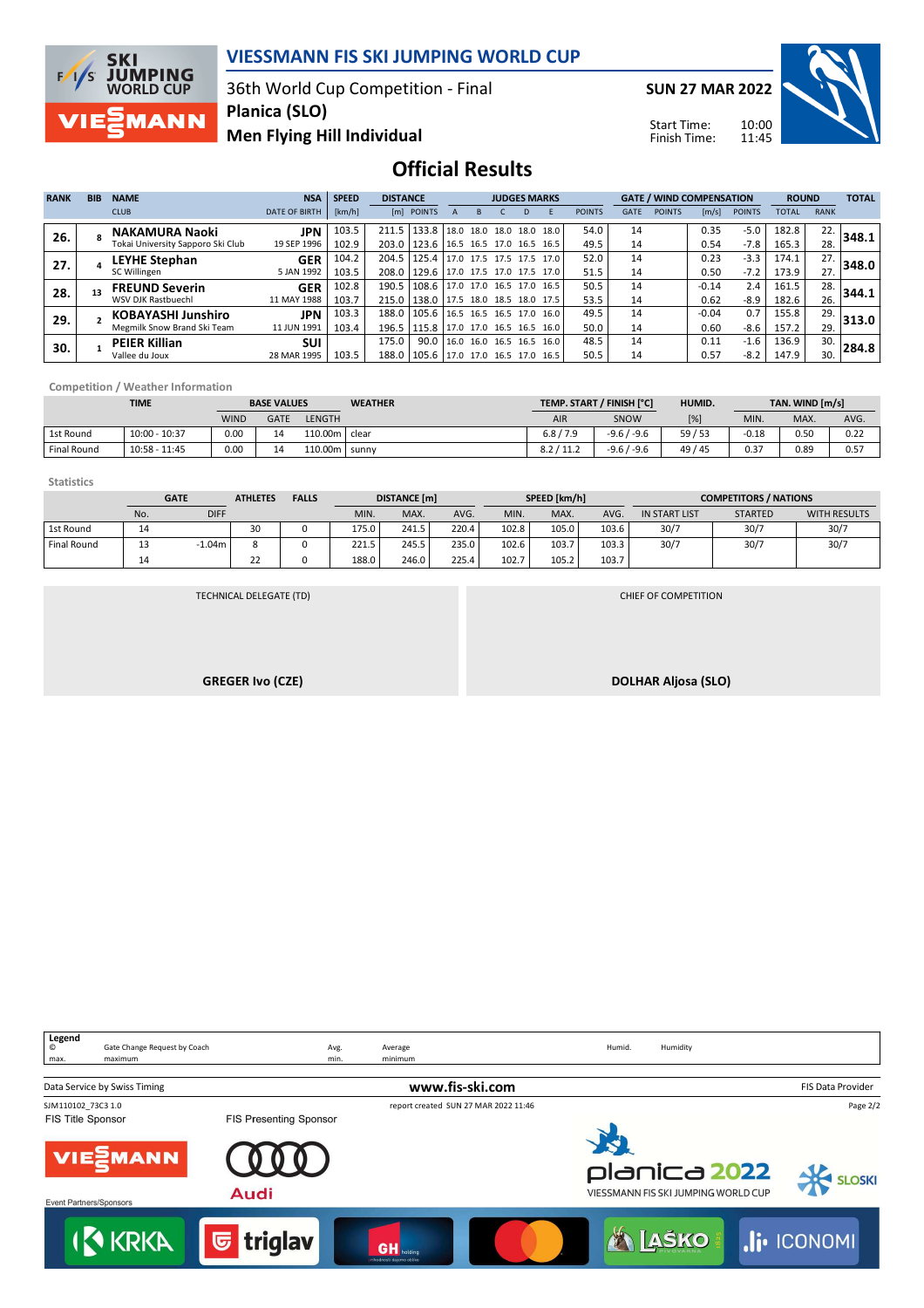# VIESSMANN FIS SKI JUMPING WORLD CUP

36th World Cup Competition - Final
**Planica (SLO)**
**Men Flying Hill Individual**

**SUN 27 MAR 2022**

Start Time: 10:00
Finish Time: 11:45

## Official Results

| RANK | BIB | NAME / CLUB | NSA / DATE OF BIRTH | SPEED [km/h] | DISTANCE [m] | DISTANCE POINTS | A | B | C | D | E | JUDGES POINTS | GATE | GATE POINTS | WIND [m/s] | WIND POINTS | ROUND TOTAL | ROUND RANK | TOTAL |
|---|---|---|---|---|---|---|---|---|---|---|---|---|---|---|---|---|---|---|---|
| 26. | 8 | **NAKAMURA Naoki** | **JPN** | 103.5 | 211.5 | 133.8 | 18.0 | 18.0 | 18.0 | 18.0 | 18.0 | 54.0 | 14 | | 0.35 | -5.0 | 182.8 | 22. | **348.1** |
| | | Tokai University Sapporo Ski Club | 19 SEP 1996 | 102.9 | 203.0 | 123.6 | 16.5 | 16.5 | 17.0 | 16.5 | 16.5 | 49.5 | 14 | | 0.54 | -7.8 | 165.3 | 28. | |
| 27. | 4 | **LEYHE Stephan** | **GER** | 104.2 | 204.5 | 125.4 | 17.0 | 17.5 | 17.5 | 17.5 | 17.0 | 52.0 | 14 | | 0.23 | -3.3 | 174.1 | 27. | **348.0** |
| | | SC Willingen | 5 JAN 1992 | 103.5 | 208.0 | 129.6 | 17.0 | 17.5 | 17.0 | 17.5 | 17.0 | 51.5 | 14 | | 0.50 | -7.2 | 173.9 | 27. | |
| 28. | 13 | **FREUND Severin** | **GER** | 102.8 | 190.5 | 108.6 | 17.0 | 17.0 | 16.5 | 17.0 | 16.5 | 50.5 | 14 | | -0.14 | 2.4 | 161.5 | 28. | **344.1** |
| | | WSV DJK Rastbuechl | 11 MAY 1988 | 103.7 | 215.0 | 138.0 | 17.5 | 18.0 | 18.5 | 18.0 | 17.5 | 53.5 | 14 | | 0.62 | -8.9 | 182.6 | 26. | |
| 29. | 2 | **KOBAYASHI Junshiro** | **JPN** | 103.3 | 188.0 | 105.6 | 16.5 | 16.5 | 16.5 | 17.0 | 16.0 | 49.5 | 14 | | -0.04 | 0.7 | 155.8 | 29. | **313.0** |
| | | Megmilk Snow Brand Ski Team | 11 JUN 1991 | 103.4 | 196.5 | 115.8 | 17.0 | 17.0 | 16.5 | 16.5 | 16.0 | 50.0 | 14 | | 0.60 | -8.6 | 157.2 | 29. | |
| 30. | 1 | **PEIER Killian** | **SUI** | | 175.0 | 90.0 | 16.0 | 16.0 | 16.5 | 16.5 | 16.0 | 48.5 | 14 | | 0.11 | -1.6 | 136.9 | 30. | **284.8** |
| | | Vallee du Joux | 28 MAR 1995 | 103.5 | 188.0 | 105.6 | 17.0 | 17.0 | 16.5 | 17.0 | 16.5 | 50.5 | 14 | | 0.57 | -8.2 | 147.9 | 30. | |

### Competition / Weather Information

| | TIME | BASE VALUES WIND | BASE VALUES GATE | BASE VALUES LENGTH | WEATHER | TEMP. AIR [°C] START / FINISH | TEMP. SNOW [°C] START / FINISH | HUMID. [%] | TAN. WIND MIN. [m/s] | TAN. WIND MAX. [m/s] | TAN. WIND AVG. [m/s] |
|---|---|---|---|---|---|---|---|---|---|---|---|
| 1st Round | 10:00 - 10:37 | 0.00 | 14 | 110.00m | clear | 6.8 / 7.9 | -9.6 / -9.6 | 59 / 53 | -0.18 | 0.50 | 0.22 |
| Final Round | 10:58 - 11:45 | 0.00 | 14 | 110.00m | sunny | 8.2 / 11.2 | -9.6 / -9.6 | 49 / 45 | 0.37 | 0.89 | 0.57 |

### Statistics

| | GATE No. | GATE DIFF | ATHLETES | FALLS | DISTANCE MIN. [m] | DISTANCE MAX. [m] | DISTANCE AVG. [m] | SPEED MIN. [km/h] | SPEED MAX. [km/h] | SPEED AVG. [km/h] | IN START LIST | STARTED | WITH RESULTS |
|---|---|---|---|---|---|---|---|---|---|---|---|---|---|
| 1st Round | 14 | | 30 | 0 | 175.0 | 241.5 | 220.4 | 102.8 | 105.0 | 103.6 | 30/7 | 30/7 | 30/7 |
| Final Round | 13 | -1.04m | 8 | 0 | 221.5 | 245.5 | 235.0 | 102.6 | 103.7 | 103.3 | 30/7 | 30/7 | 30/7 |
| | 14 | | 22 | 0 | 188.0 | 246.0 | 225.4 | 102.7 | 105.2 | 103.7 | | | |

TECHNICAL DELEGATE (TD): **GREGER Ivo (CZE)**

CHIEF OF COMPETITION: **DOLHAR Aljosa (SLO)**

**Legend**

| | | | | | |
|---|---|---|---|---|---|
| © | Gate Change Request by Coach | Avg. | Average | Humid. | Humidity |
| max. | maximum | min. | minimum | | |

Data Service by Swiss Timing — www.fis-ski.com — FIS Data Provider

SJM110102_73C3 1.0 — report created SUN 27 MAR 2022 11:46

FIS Title Sponsor: VIESSMANN
FIS Presenting Sponsor: Audi

planica 2022 — VIESSMANN FIS SKI JUMPING WORLD CUP — SLOSKI

Event Partners/Sponsors: KRKA, triglav, GH holding, LAŠKO, ICONOMI